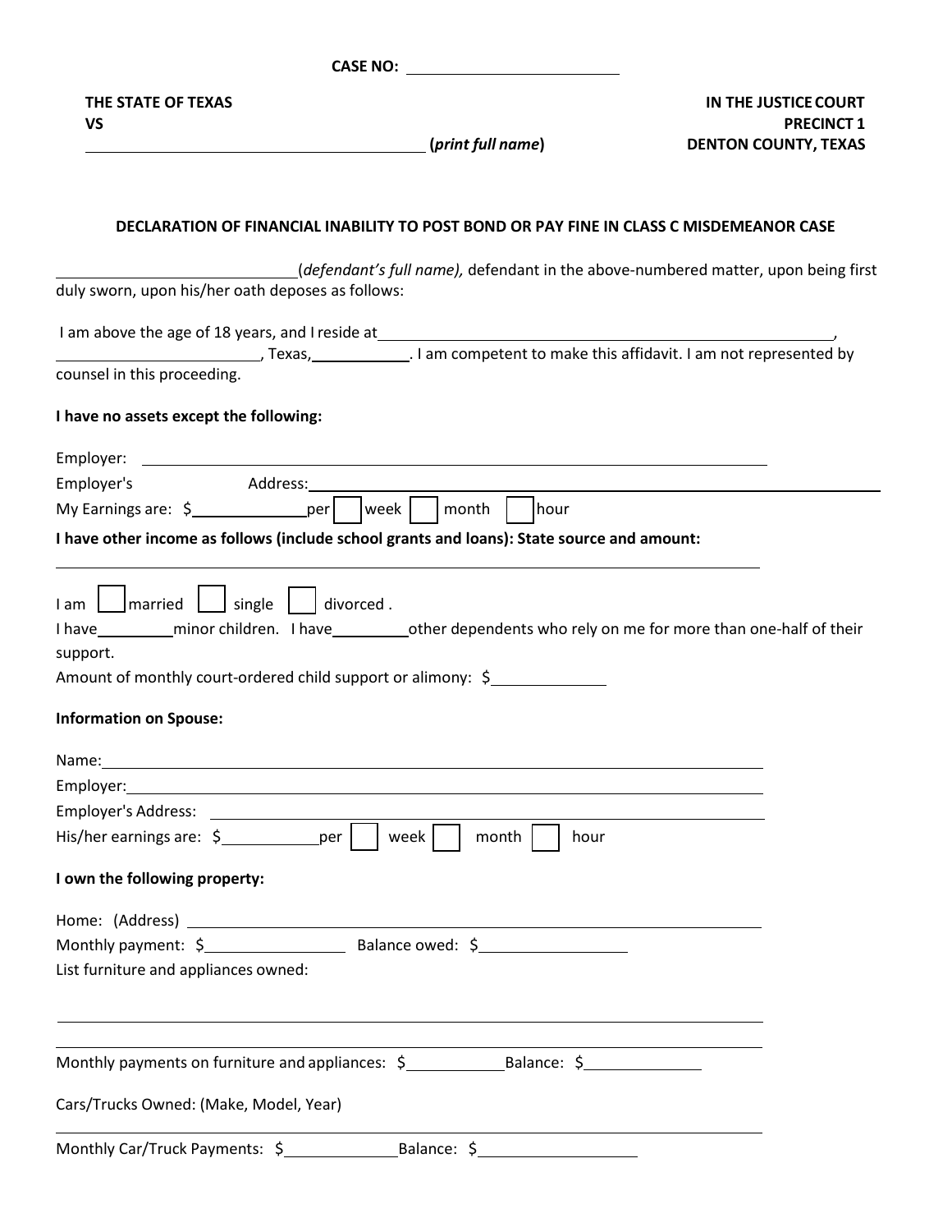**CASE NO:** ______________________

**THE STATE OF TEXAS**
**VS**
________________________________________ **(*print full name*)**

**IN THE JUSTICE COURT**
**PRECINCT 1**
**DENTON COUNTY, TEXAS**

**DECLARATION OF FINANCIAL INABILITY TO POST BOND OR PAY FINE IN CLASS C MISDEMEANOR CASE**

____________________________(*defendant's full name),* defendant in the above-numbered matter, upon being first duly sworn, upon his/her oath deposes as follows:

I am above the age of 18 years, and I reside at________________________________________________________, ________________________, Texas,___________. I am competent to make this affidavit. I am not represented by counsel in this proceeding.

**I have no assets except the following:**

Employer: ________________________________________________________________________

Employer's Address:________________________________________________________________________

My Earnings are: $______________per ☐ week ☐ month ☐ hour

**I have other income as follows (include school grants and loans): State source and amount:**

________________________________________________________________________

I am ☐ married ☐ single ☐ divorced .

I have_________minor children. I have_________other dependents who rely on me for more than one-half of their support.

Amount of monthly court-ordered child support or alimony: $_____________

**Information on Spouse:**

Name:________________________________________________________________________

Employer:________________________________________________________________________

Employer's Address: ________________________________________________________________________

His/her earnings are: $___________per ☐ week ☐ month ☐ hour

**I own the following property:**

Home: (Address) ________________________________________________________________________

Monthly payment: $________________ Balance owed: $_________________

List furniture and appliances owned:

________________________________________________________________________

________________________________________________________________________

Monthly payments on furniture and appliances: $___________Balance: $_____________

Cars/Trucks Owned: (Make, Model, Year)

________________________________________________________________________

Monthly Car/Truck Payments: $______________Balance: $__________________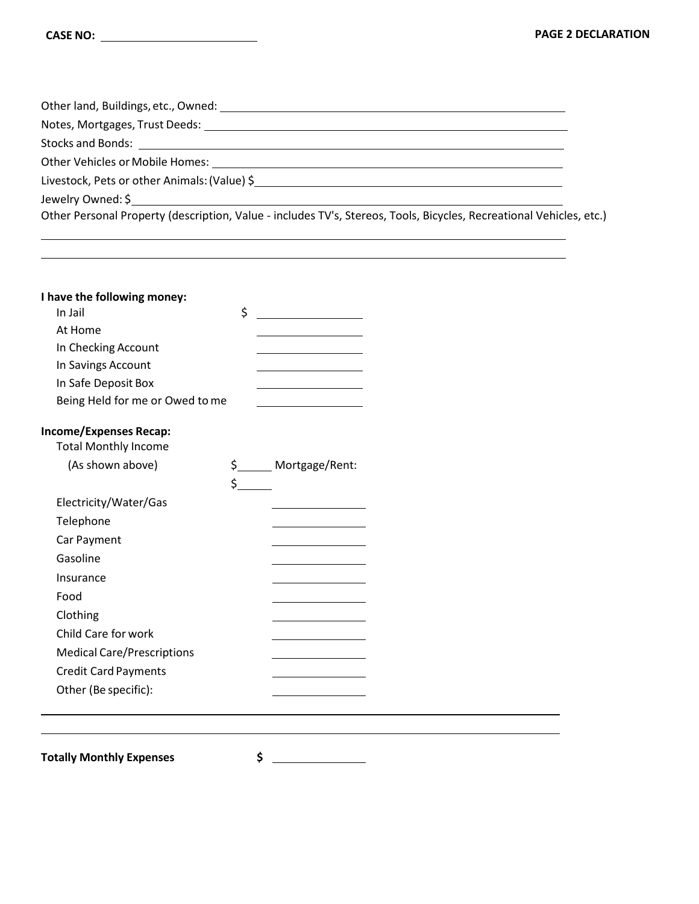**CASE NO:** ____________________

**PAGE 2 DECLARATION**

Other land, Buildings, etc., Owned: ____________________

Notes, Mortgages, Trust Deeds: ____________________

Stocks and Bonds: ____________________

Other Vehicles or Mobile Homes: ____________________

Livestock, Pets or other Animals: (Value) $____________________

Jewelry Owned: $____________________

Other Personal Property (description, Value - includes TV's, Stereos, Tools, Bicycles, Recreational Vehicles, etc.)

____________________

____________________

**I have the following money:**

| | |
|---|---|
| In Jail | $ ______ |
| At Home | ______ |
| In Checking Account | ______ |
| In Savings Account | ______ |
| In Safe Deposit Box | ______ |
| Being Held for me or Owed to me | ______ |

**Income/Expenses Recap:**

Total Monthly Income

(As shown above) $______ Mortgage/Rent: $______

| | |
|---|---|
| Electricity/Water/Gas | ______ |
| Telephone | ______ |
| Car Payment | ______ |
| Gasoline | ______ |
| Insurance | ______ |
| Food | ______ |
| Clothing | ______ |
| Child Care for work | ______ |
| Medical Care/Prescriptions | ______ |
| Credit Card Payments | ______ |
| Other (Be specific): | ______ |

____________________

____________________

**Totally Monthly Expenses** **$** ______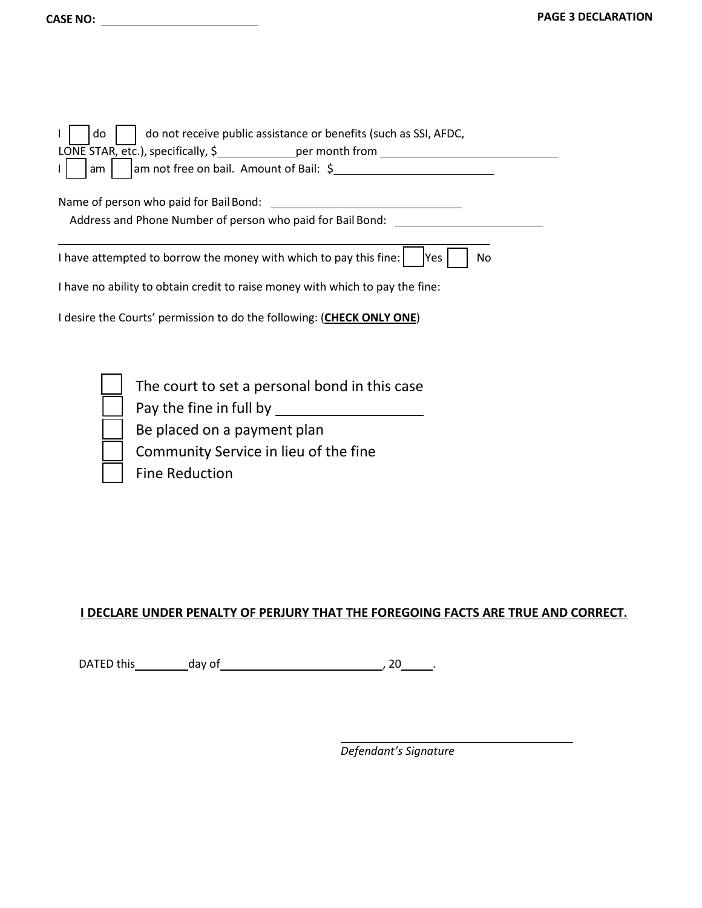CASE NO: ____________________

PAGE 3 DECLARATION

I ☐ do ☐ do not receive public assistance or benefits (such as SSI, AFDC, LONE STAR, etc.), specifically, $__________ per month from ____________________

I ☐ am ☐ am not free on bail. Amount of Bail: $____________________

Name of person who paid for Bail Bond: ____________________

Address and Phone Number of person who paid for Bail Bond: ____________________

____________________

I have attempted to borrow the money with which to pay this fine: ☐ Yes ☐ No

I have no ability to obtain credit to raise money with which to pay the fine:

I desire the Courts' permission to do the following: (**CHECK ONLY ONE**)

- ☐ The court to set a personal bond in this case
- ☐ Pay the fine in full by ____________________
- ☐ Be placed on a payment plan
- ☐ Community Service in lieu of the fine
- ☐ Fine Reduction

**I DECLARE UNDER PENALTY OF PERJURY THAT THE FOREGOING FACTS ARE TRUE AND CORRECT.**

DATED this ________ day of ____________________, 20_____.

____________________

*Defendant's Signature*